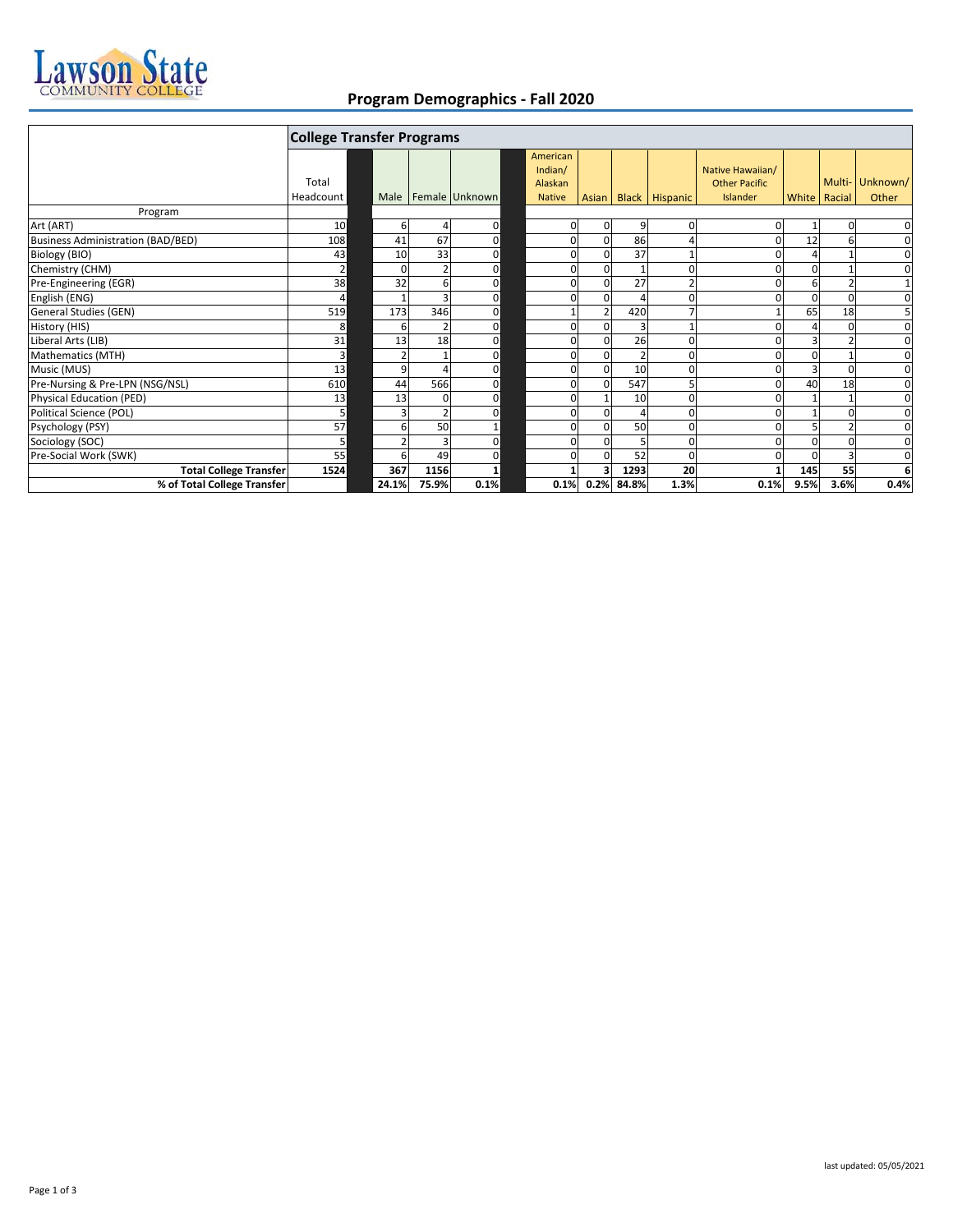# Program Demographics - Fall 2020

| | College Transfer Programs | | | | | | | | | | | |
|---|---|---|---|---|---|---|---|---|---|---|---|---|
| Program | Total Headcount | Male | Female | Unknown | American Indian/ Alaskan Native | Asian | Black | Hispanic | Native Hawaiian/ Other Pacific Islander | White | Multi-Racial | Unknown/ Other |
| Art (ART) | 10 | 6 | 4 | 0 | 0 | 0 | 9 | 0 | 0 | 1 | 0 | 0 |
| Business Administration (BAD/BED) | 108 | 41 | 67 | 0 | 0 | 0 | 86 | 4 | 0 | 12 | 6 | 0 |
| Biology (BIO) | 43 | 10 | 33 | 0 | 0 | 0 | 37 | 1 | 0 | 4 | 1 | 0 |
| Chemistry (CHM) | 2 | 0 | 2 | 0 | 0 | 0 | 1 | 0 | 0 | 0 | 1 | 0 |
| Pre-Engineering (EGR) | 38 | 32 | 6 | 0 | 0 | 0 | 27 | 2 | 0 | 6 | 2 | 1 |
| English (ENG) | 4 | 1 | 3 | 0 | 0 | 0 | 4 | 0 | 0 | 0 | 0 | 0 |
| General Studies (GEN) | 519 | 173 | 346 | 0 | 1 | 2 | 420 | 7 | 1 | 65 | 18 | 5 |
| History (HIS) | 8 | 6 | 2 | 0 | 0 | 0 | 3 | 1 | 0 | 4 | 0 | 0 |
| Liberal Arts (LIB) | 31 | 13 | 18 | 0 | 0 | 0 | 26 | 0 | 0 | 3 | 2 | 0 |
| Mathematics (MTH) | 3 | 2 | 1 | 0 | 0 | 0 | 2 | 0 | 0 | 0 | 1 | 0 |
| Music (MUS) | 13 | 9 | 4 | 0 | 0 | 0 | 10 | 0 | 0 | 3 | 0 | 0 |
| Pre-Nursing & Pre-LPN (NSG/NSL) | 610 | 44 | 566 | 0 | 0 | 0 | 547 | 5 | 0 | 40 | 18 | 0 |
| Physical Education (PED) | 13 | 13 | 0 | 0 | 0 | 1 | 10 | 0 | 0 | 1 | 1 | 0 |
| Political Science (POL) | 5 | 3 | 2 | 0 | 0 | 0 | 4 | 0 | 0 | 1 | 0 | 0 |
| Psychology (PSY) | 57 | 6 | 50 | 1 | 0 | 0 | 50 | 0 | 0 | 5 | 2 | 0 |
| Sociology (SOC) | 5 | 2 | 3 | 0 | 0 | 0 | 5 | 0 | 0 | 0 | 0 | 0 |
| Pre-Social Work (SWK) | 55 | 6 | 49 | 0 | 0 | 0 | 52 | 0 | 0 | 0 | 3 | 0 |
| **Total College Transfer** | **1524** | **367** | **1156** | **1** | **1** | **3** | **1293** | **20** | **1** | **145** | **55** | **6** |
| **% of Total College Transfer** | | **24.1%** | **75.9%** | **0.1%** | **0.1%** | **0.2%** | **84.8%** | **1.3%** | **0.1%** | **9.5%** | **3.6%** | **0.4%** |

last updated: 05/05/2021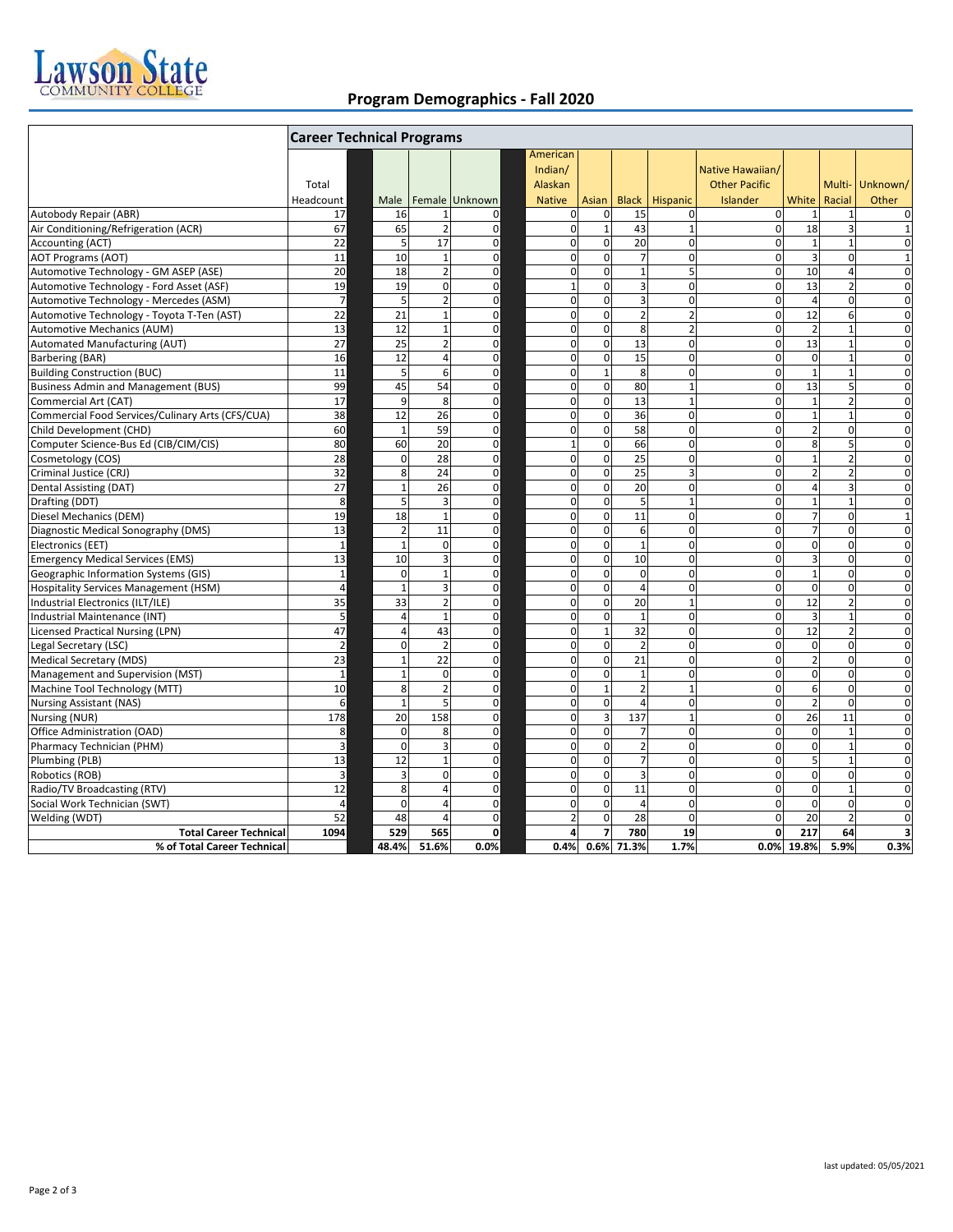## Program Demographics - Fall 2020

| | Career Technical Programs | | | | | | | | | | | |
|---|---|---|---|---|---|---|---|---|---|---|---|---|
| | Total Headcount | Male | Female | Unknown | American Indian/ Alaskan Native | Asian | Black | Hispanic | Native Hawaiian/ Other Pacific Islander | White | Multi-Racial | Unknown/ Other |
| Autobody Repair (ABR) | 17 | 16 | 1 | 0 | 0 | 0 | 15 | 0 | 0 | 1 | 1 | 0 |
| Air Conditioning/Refrigeration (ACR) | 67 | 65 | 2 | 0 | 0 | 1 | 43 | 1 | 0 | 18 | 3 | 1 |
| Accounting (ACT) | 22 | 5 | 17 | 0 | 0 | 0 | 20 | 0 | 0 | 1 | 1 | 0 |
| AOT Programs (AOT) | 11 | 10 | 1 | 0 | 0 | 0 | 7 | 0 | 0 | 3 | 0 | 1 |
| Automotive Technology - GM ASEP (ASE) | 20 | 18 | 2 | 0 | 0 | 0 | 1 | 5 | 0 | 10 | 4 | 0 |
| Automotive Technology - Ford Asset (ASF) | 19 | 19 | 0 | 0 | 1 | 0 | 3 | 0 | 0 | 13 | 2 | 0 |
| Automotive Technology - Mercedes (ASM) | 7 | 5 | 2 | 0 | 0 | 0 | 3 | 0 | 0 | 4 | 0 | 0 |
| Automotive Technology - Toyota T-Ten (AST) | 22 | 21 | 1 | 0 | 0 | 0 | 2 | 2 | 0 | 12 | 6 | 0 |
| Automotive Mechanics (AUM) | 13 | 12 | 1 | 0 | 0 | 0 | 8 | 2 | 0 | 2 | 1 | 0 |
| Automated Manufacturing (AUT) | 27 | 25 | 2 | 0 | 0 | 0 | 13 | 0 | 0 | 13 | 1 | 0 |
| Barbering (BAR) | 16 | 12 | 4 | 0 | 0 | 0 | 15 | 0 | 0 | 0 | 1 | 0 |
| Building Construction (BUC) | 11 | 5 | 6 | 0 | 0 | 1 | 8 | 0 | 0 | 1 | 1 | 0 |
| Business Admin and Management (BUS) | 99 | 45 | 54 | 0 | 0 | 0 | 80 | 1 | 0 | 13 | 5 | 0 |
| Commercial Art (CAT) | 17 | 9 | 8 | 0 | 0 | 0 | 13 | 1 | 0 | 1 | 2 | 0 |
| Commercial Food Services/Culinary Arts (CFS/CUA) | 38 | 12 | 26 | 0 | 0 | 0 | 36 | 0 | 0 | 1 | 1 | 0 |
| Child Development (CHD) | 60 | 1 | 59 | 0 | 0 | 0 | 58 | 0 | 0 | 2 | 0 | 0 |
| Computer Science-Bus Ed (CIB/CIM/CIS) | 80 | 60 | 20 | 0 | 1 | 0 | 66 | 0 | 0 | 8 | 5 | 0 |
| Cosmetology (COS) | 28 | 0 | 28 | 0 | 0 | 0 | 25 | 0 | 0 | 1 | 2 | 0 |
| Criminal Justice (CRJ) | 32 | 8 | 24 | 0 | 0 | 0 | 25 | 3 | 0 | 2 | 2 | 0 |
| Dental Assisting (DAT) | 27 | 1 | 26 | 0 | 0 | 0 | 20 | 0 | 0 | 4 | 3 | 0 |
| Drafting (DDT) | 8 | 5 | 3 | 0 | 0 | 0 | 5 | 1 | 0 | 1 | 1 | 0 |
| Diesel Mechanics (DEM) | 19 | 18 | 1 | 0 | 0 | 0 | 11 | 0 | 0 | 7 | 0 | 1 |
| Diagnostic Medical Sonography (DMS) | 13 | 2 | 11 | 0 | 0 | 0 | 6 | 0 | 0 | 7 | 0 | 0 |
| Electronics (EET) | 1 | 1 | 0 | 0 | 0 | 0 | 1 | 0 | 0 | 0 | 0 | 0 |
| Emergency Medical Services (EMS) | 13 | 10 | 3 | 0 | 0 | 0 | 10 | 0 | 0 | 3 | 0 | 0 |
| Geographic Information Systems (GIS) | 1 | 0 | 1 | 0 | 0 | 0 | 0 | 0 | 0 | 1 | 0 | 0 |
| Hospitality Services Management (HSM) | 4 | 1 | 3 | 0 | 0 | 0 | 4 | 0 | 0 | 0 | 0 | 0 |
| Industrial Electronics (ILT/ILE) | 35 | 33 | 2 | 0 | 0 | 0 | 20 | 1 | 0 | 12 | 2 | 0 |
| Industrial Maintenance (INT) | 5 | 4 | 1 | 0 | 0 | 0 | 1 | 0 | 0 | 3 | 1 | 0 |
| Licensed Practical Nursing (LPN) | 47 | 4 | 43 | 0 | 0 | 1 | 32 | 0 | 0 | 12 | 2 | 0 |
| Legal Secretary (LSC) | 2 | 0 | 2 | 0 | 0 | 0 | 2 | 0 | 0 | 0 | 0 | 0 |
| Medical Secretary (MDS) | 23 | 1 | 22 | 0 | 0 | 0 | 21 | 0 | 0 | 2 | 0 | 0 |
| Management and Supervision (MST) | 1 | 1 | 0 | 0 | 0 | 0 | 1 | 0 | 0 | 0 | 0 | 0 |
| Machine Tool Technology (MTT) | 10 | 8 | 2 | 0 | 0 | 1 | 2 | 1 | 0 | 6 | 0 | 0 |
| Nursing Assistant (NAS) | 6 | 1 | 5 | 0 | 0 | 0 | 4 | 0 | 0 | 2 | 0 | 0 |
| Nursing (NUR) | 178 | 20 | 158 | 0 | 0 | 3 | 137 | 1 | 0 | 26 | 11 | 0 |
| Office Administration (OAD) | 8 | 0 | 8 | 0 | 0 | 0 | 7 | 0 | 0 | 0 | 1 | 0 |
| Pharmacy Technician (PHM) | 3 | 0 | 3 | 0 | 0 | 0 | 2 | 0 | 0 | 0 | 1 | 0 |
| Plumbing (PLB) | 13 | 12 | 1 | 0 | 0 | 0 | 7 | 0 | 0 | 5 | 1 | 0 |
| Robotics (ROB) | 3 | 3 | 0 | 0 | 0 | 0 | 3 | 0 | 0 | 0 | 0 | 0 |
| Radio/TV Broadcasting (RTV) | 12 | 8 | 4 | 0 | 0 | 0 | 11 | 0 | 0 | 0 | 1 | 0 |
| Social Work Technician (SWT) | 4 | 0 | 4 | 0 | 0 | 0 | 4 | 0 | 0 | 0 | 0 | 0 |
| Welding (WDT) | 52 | 48 | 4 | 0 | 2 | 0 | 28 | 0 | 0 | 20 | 2 | 0 |
| **Total Career Technical** | **1094** | **529** | **565** | **0** | **4** | **7** | **780** | **19** | **0** | **217** | **64** | **3** |
| **% of Total Career Technical** | | **48.4%** | **51.6%** | **0.0%** | **0.4%** | **0.6%** | **71.3%** | **1.7%** | **0.0%** | **19.8%** | **5.9%** | **0.3%** |

last updated: 05/05/2021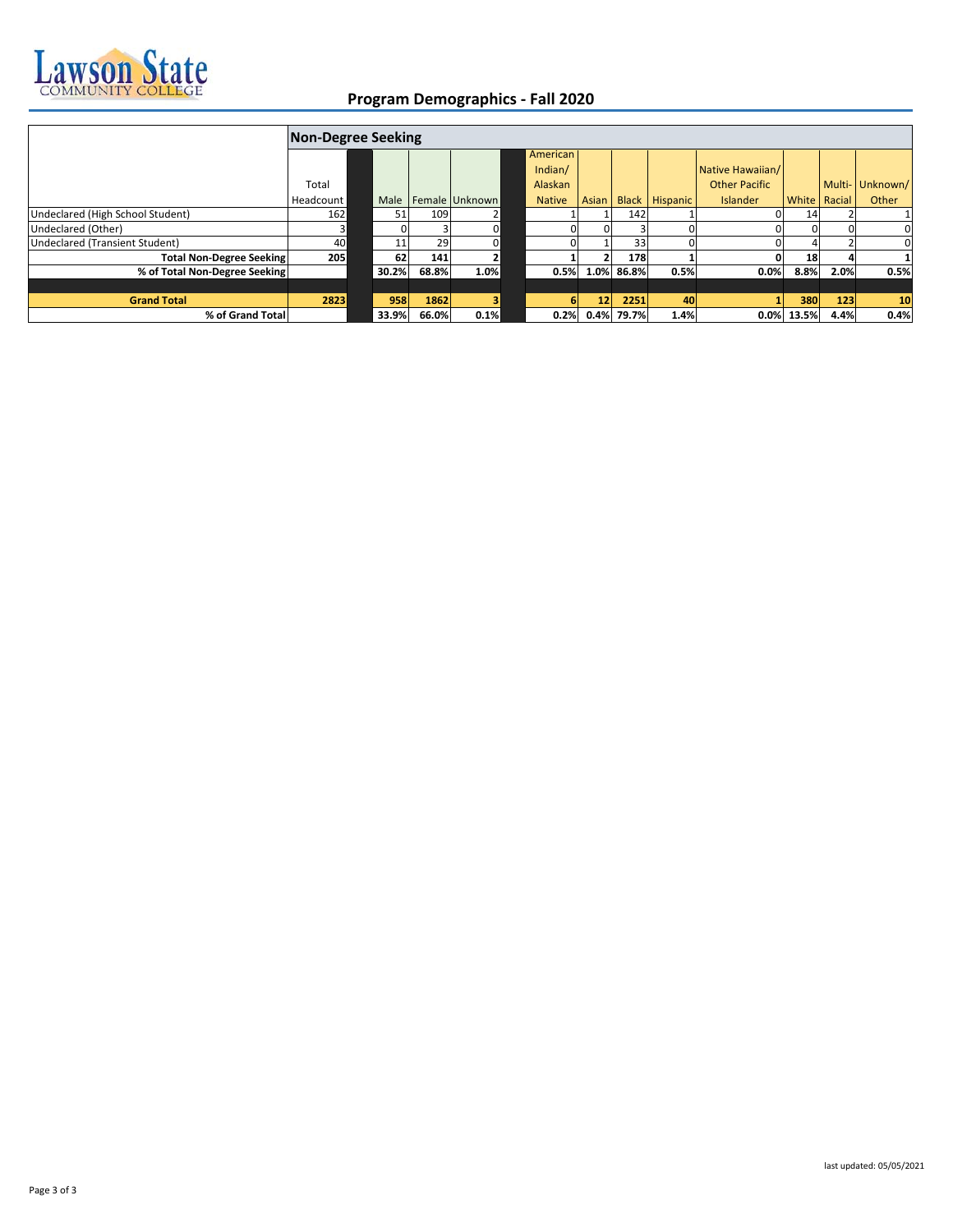Lawson State COMMUNITY COLLEGE

# Program Demographics - Fall 2020

| | Non-Degree Seeking | | | | | | | | | | | | |
|---|---|---|---|---|---|---|---|---|---|---|---|---|---|
| | Total Headcount | Male | Female | Unknown | American Indian/ Alaskan Native | Asian | Black | Hispanic | Native Hawaiian/ Other Pacific Islander | White | Multi-Racial | Unknown/ Other |
| Undeclared (High School Student) | 162 | 51 | 109 | 2 | 1 | 1 | 142 | 1 | 0 | 14 | 2 | 1 |
| Undeclared (Other) | 3 | 0 | 3 | 0 | 0 | 0 | 3 | 0 | 0 | 0 | 0 | 0 |
| Undeclared (Transient Student) | 40 | 11 | 29 | 0 | 0 | 1 | 33 | 0 | 0 | 4 | 2 | 0 |
| **Total Non-Degree Seeking** | **205** | **62** | **141** | **2** | **1** | **2** | **178** | **1** | **0** | **18** | **4** | **1** |
| **% of Total Non-Degree Seeking** | | **30.2%** | **68.8%** | **1.0%** | **0.5%** | **1.0%** | **86.8%** | **0.5%** | **0.0%** | **8.8%** | **2.0%** | **0.5%** |
| | | | | | | | | | | | | |
| **Grand Total** | **2823** | **958** | **1862** | **3** | **6** | **12** | **2251** | **40** | **1** | **380** | **123** | **10** |
| **% of Grand Total** | | **33.9%** | **66.0%** | **0.1%** | **0.2%** | **0.4%** | **79.7%** | **1.4%** | **0.0%** | **13.5%** | **4.4%** | **0.4%** |

last updated: 05/05/2021